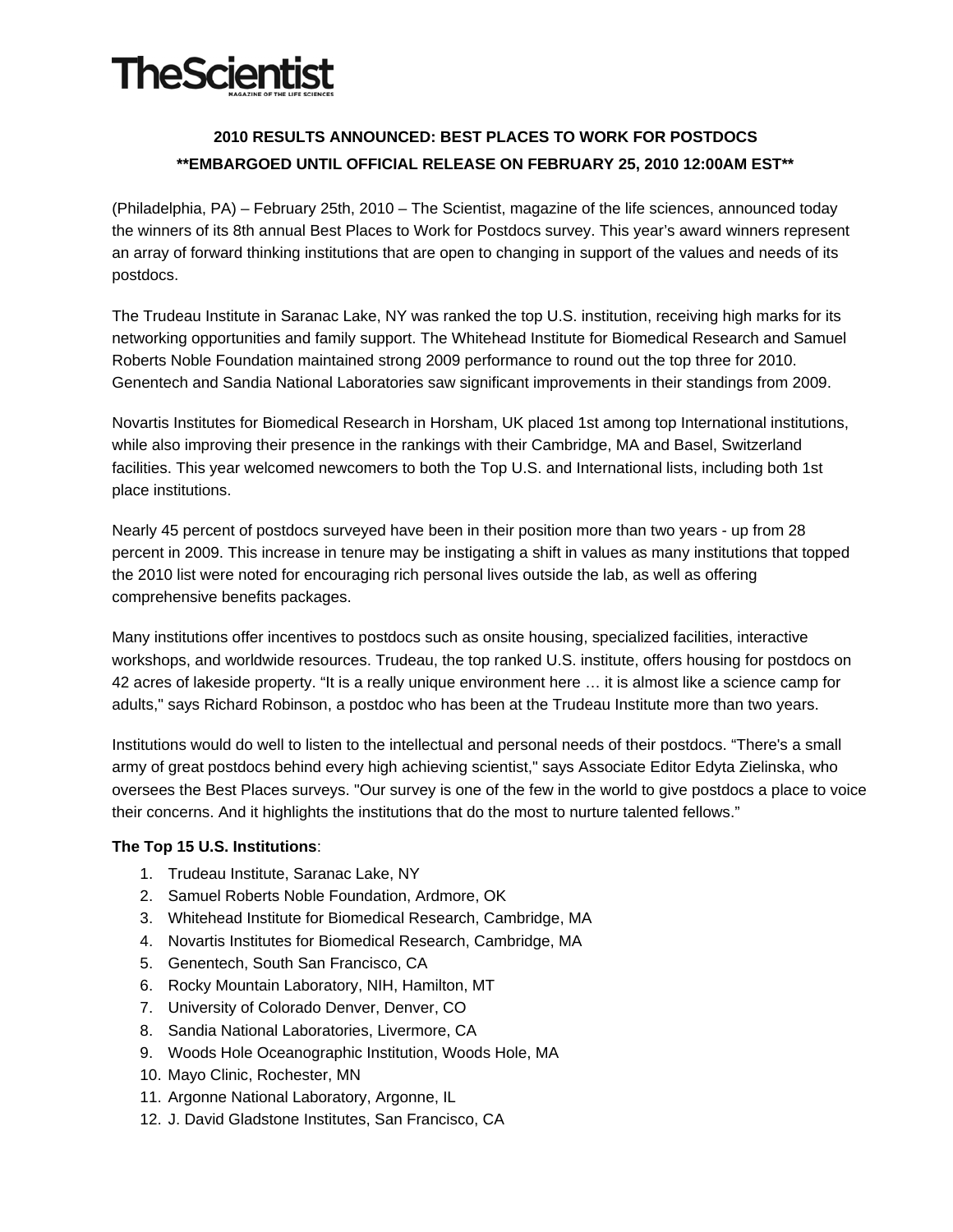# TheScientist

MAGAZINE OF THE LIFE SCIENCES

## 2010 RESULTS ANNOUNCED: BEST PLACES TO WORK FOR POSTDOCS

**EMBARGOED UNTIL OFFICIAL RELEASE ON FEBRUARY 25, 2010 12:00AM EST**

(Philadelphia, PA) – February 25th, 2010 – The Scientist, magazine of the life sciences, announced today the winners of its 8th annual Best Places to Work for Postdocs survey. This year's award winners represent an array of forward thinking institutions that are open to changing in support of the values and needs of its postdocs.

The Trudeau Institute in Saranac Lake, NY was ranked the top U.S. institution, receiving high marks for its networking opportunities and family support. The Whitehead Institute for Biomedical Research and Samuel Roberts Noble Foundation maintained strong 2009 performance to round out the top three for 2010. Genentech and Sandia National Laboratories saw significant improvements in their standings from 2009.

Novartis Institutes for Biomedical Research in Horsham, UK placed 1st among top International institutions, while also improving their presence in the rankings with their Cambridge, MA and Basel, Switzerland facilities. This year welcomed newcomers to both the Top U.S. and International lists, including both 1st place institutions.

Nearly 45 percent of postdocs surveyed have been in their position more than two years - up from 28 percent in 2009. This increase in tenure may be instigating a shift in values as many institutions that topped the 2010 list were noted for encouraging rich personal lives outside the lab, as well as offering comprehensive benefits packages.

Many institutions offer incentives to postdocs such as onsite housing, specialized facilities, interactive workshops, and worldwide resources. Trudeau, the top ranked U.S. institute, offers housing for postdocs on 42 acres of lakeside property. "It is a really unique environment here … it is almost like a science camp for adults," says Richard Robinson, a postdoc who has been at the Trudeau Institute more than two years.

Institutions would do well to listen to the intellectual and personal needs of their postdocs. "There's a small army of great postdocs behind every high achieving scientist," says Associate Editor Edyta Zielinska, who oversees the Best Places surveys. "Our survey is one of the few in the world to give postdocs a place to voice their concerns. And it highlights the institutions that do the most to nurture talented fellows."

**The Top 15 U.S. Institutions**:

1. Trudeau Institute, Saranac Lake, NY
2. Samuel Roberts Noble Foundation, Ardmore, OK
3. Whitehead Institute for Biomedical Research, Cambridge, MA
4. Novartis Institutes for Biomedical Research, Cambridge, MA
5. Genentech, South San Francisco, CA
6. Rocky Mountain Laboratory, NIH, Hamilton, MT
7. University of Colorado Denver, Denver, CO
8. Sandia National Laboratories, Livermore, CA
9. Woods Hole Oceanographic Institution, Woods Hole, MA
10. Mayo Clinic, Rochester, MN
11. Argonne National Laboratory, Argonne, IL
12. J. David Gladstone Institutes, San Francisco, CA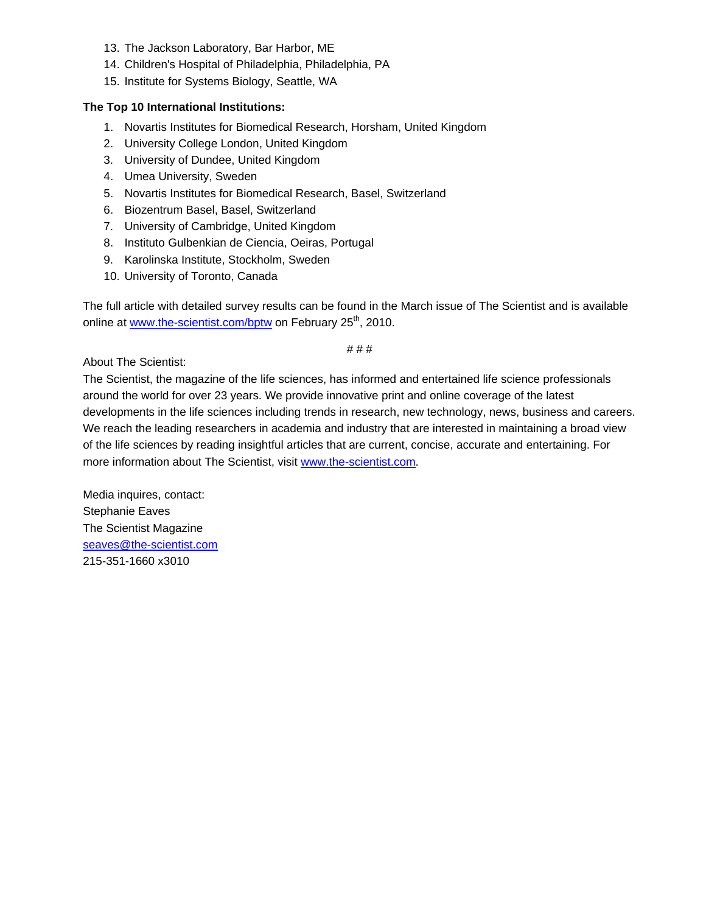13. The Jackson Laboratory, Bar Harbor, ME
14. Children's Hospital of Philadelphia, Philadelphia, PA
15. Institute for Systems Biology, Seattle, WA

**The Top 10 International Institutions:**

1. Novartis Institutes for Biomedical Research, Horsham, United Kingdom
2. University College London, United Kingdom
3. University of Dundee, United Kingdom
4. Umea University, Sweden
5. Novartis Institutes for Biomedical Research, Basel, Switzerland
6. Biozentrum Basel, Basel, Switzerland
7. University of Cambridge, United Kingdom
8. Instituto Gulbenkian de Ciencia, Oeiras, Portugal
9. Karolinska Institute, Stockholm, Sweden
10. University of Toronto, Canada

The full article with detailed survey results can be found in the March issue of The Scientist and is available online at www.the-scientist.com/bptw on February 25th, 2010.

# # #

About The Scientist:
The Scientist, the magazine of the life sciences, has informed and entertained life science professionals around the world for over 23 years. We provide innovative print and online coverage of the latest developments in the life sciences including trends in research, new technology, news, business and careers. We reach the leading researchers in academia and industry that are interested in maintaining a broad view of the life sciences by reading insightful articles that are current, concise, accurate and entertaining. For more information about The Scientist, visit www.the-scientist.com.

Media inquires, contact:
Stephanie Eaves
The Scientist Magazine
seaves@the-scientist.com
215-351-1660 x3010